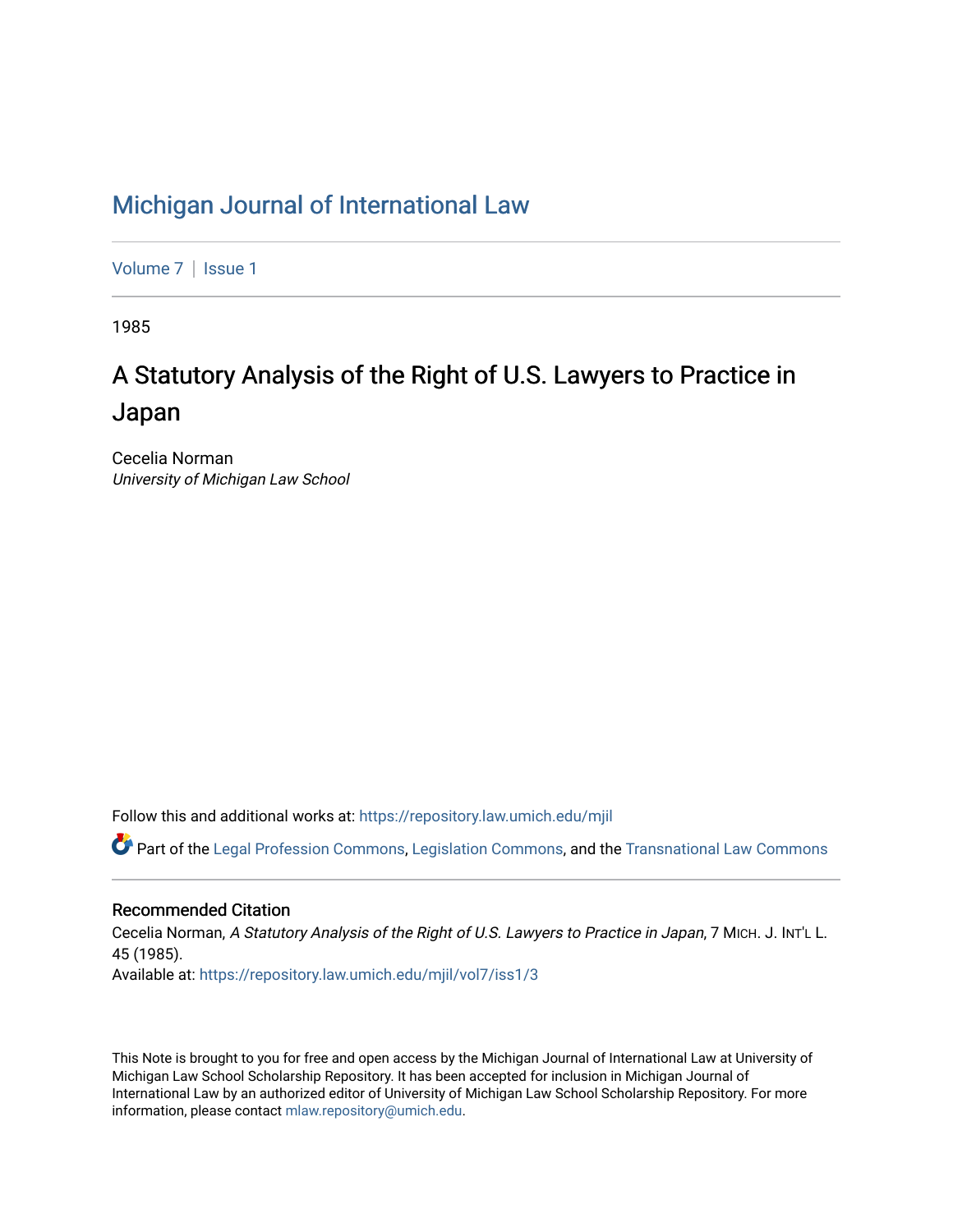# Michigan Journal of International Law

Volume 7 | Issue 1

1985

## A Statutory Analysis of the Right of U.S. Lawyers to Practice in Japan

Cecelia Norman
*University of Michigan Law School*

Follow this and additional works at: https://repository.law.umich.edu/mjil

Part of the Legal Profession Commons, Legislation Commons, and the Transnational Law Commons

### Recommended Citation

Cecelia Norman, *A Statutory Analysis of the Right of U.S. Lawyers to Practice in Japan*, 7 MICH. J. INT'L L. 45 (1985).
Available at: https://repository.law.umich.edu/mjil/vol7/iss1/3

This Note is brought to you for free and open access by the Michigan Journal of International Law at University of Michigan Law School Scholarship Repository. It has been accepted for inclusion in Michigan Journal of International Law by an authorized editor of University of Michigan Law School Scholarship Repository. For more information, please contact mlaw.repository@umich.edu.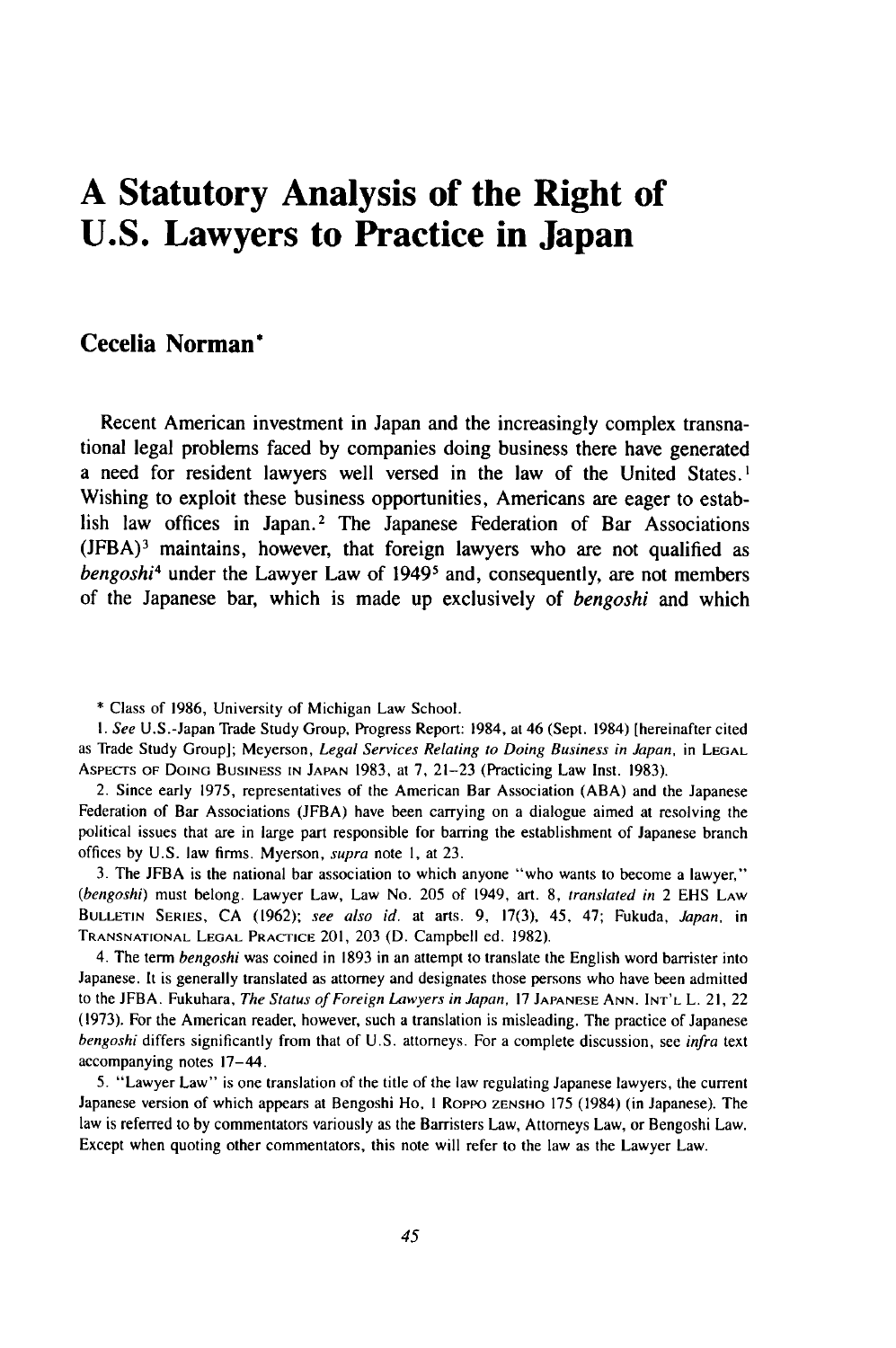# A Statutory Analysis of the Right of U.S. Lawyers to Practice in Japan

## Cecelia Norman*

Recent American investment in Japan and the increasingly complex transnational legal problems faced by companies doing business there have generated a need for resident lawyers well versed in the law of the United States.[1] Wishing to exploit these business opportunities, Americans are eager to establish law offices in Japan.[2] The Japanese Federation of Bar Associations (JFBA)[3] maintains, however, that foreign lawyers who are not qualified as *bengoshi*[4] under the Lawyer Law of 1949[5] and, consequently, are not members of the Japanese bar, which is made up exclusively of *bengoshi* and which

---

\* Class of 1986, University of Michigan Law School.

1. *See* U.S.-Japan Trade Study Group, Progress Report: 1984, at 46 (Sept. 1984) [hereinafter cited as Trade Study Group]; Meyerson, *Legal Services Relating to Doing Business in Japan*, in LEGAL ASPECTS OF DOING BUSINESS IN JAPAN 1983, at 7, 21–23 (Practicing Law Inst. 1983).

2. Since early 1975, representatives of the American Bar Association (ABA) and the Japanese Federation of Bar Associations (JFBA) have been carrying on a dialogue aimed at resolving the political issues that are in large part responsible for barring the establishment of Japanese branch offices by U.S. law firms. Myerson, *supra* note 1, at 23.

3. The JFBA is the national bar association to which anyone "who wants to become a lawyer," (*bengoshi*) must belong. Lawyer Law, Law No. 205 of 1949, art. 8, *translated in* 2 EHS LAW BULLETIN SERIES, CA (1962); *see also id.* at arts. 9, 17(3), 45, 47; Fukuda, *Japan*, in TRANSNATIONAL LEGAL PRACTICE 201, 203 (D. Campbell ed. 1982).

4. The term *bengoshi* was coined in 1893 in an attempt to translate the English word barrister into Japanese. It is generally translated as attorney and designates those persons who have been admitted to the JFBA. Fukuhara, *The Status of Foreign Lawyers in Japan*, 17 JAPANESE ANN. INT'L L. 21, 22 (1973). For the American reader, however, such a translation is misleading. The practice of Japanese *bengoshi* differs significantly from that of U.S. attorneys. For a complete discussion, see *infra* text accompanying notes 17–44.

5. "Lawyer Law" is one translation of the title of the law regulating Japanese lawyers, the current Japanese version of which appears at Bengoshi Ho, 1 ROPPO ZENSHO 175 (1984) (in Japanese). The law is referred to by commentators variously as the Barristers Law, Attorneys Law, or Bengoshi Law. Except when quoting other commentators, this note will refer to the law as the Lawyer Law.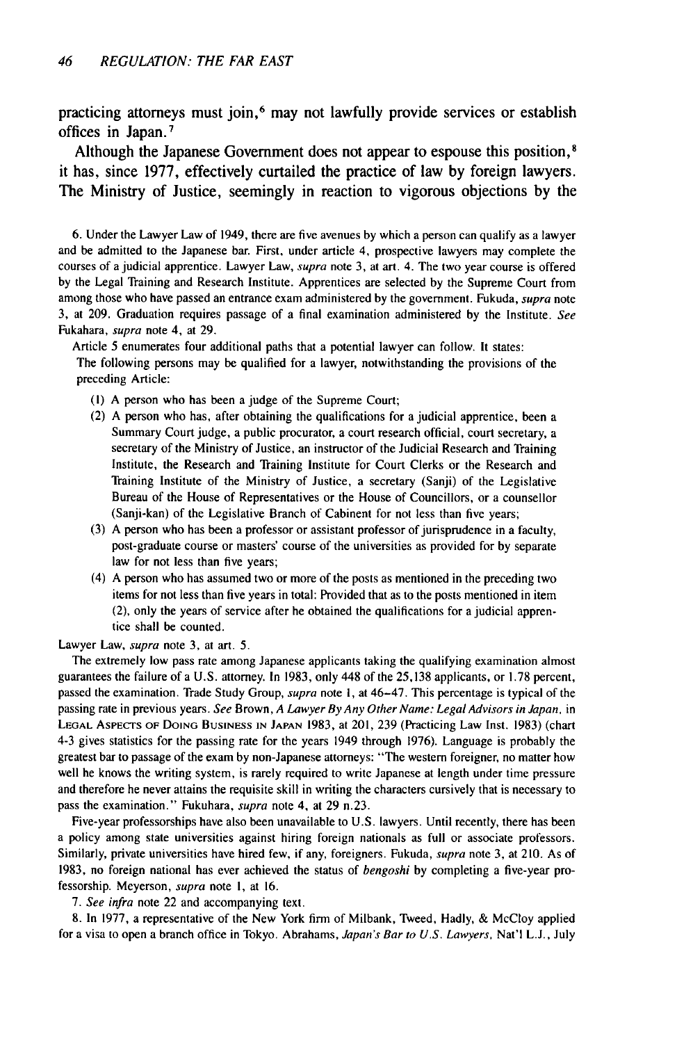practicing attorneys must join,[6] may not lawfully provide services or establish offices in Japan.[7]

Although the Japanese Government does not appear to espouse this position,[8] it has, since 1977, effectively curtailed the practice of law by foreign lawyers. The Ministry of Justice, seemingly in reaction to vigorous objections by the

6. Under the Lawyer Law of 1949, there are five avenues by which a person can qualify as a lawyer and be admitted to the Japanese bar. First, under article 4, prospective lawyers may complete the courses of a judicial apprentice. Lawyer Law, *supra* note 3, at art. 4. The two year course is offered by the Legal Training and Research Institute. Apprentices are selected by the Supreme Court from among those who have passed an entrance exam administered by the government. Fukuda, *supra* note 3, at 209. Graduation requires passage of a final examination administered by the Institute. *See* Fukahara, *supra* note 4, at 29.

Article 5 enumerates four additional paths that a potential lawyer can follow. It states:

The following persons may be qualified for a lawyer, notwithstanding the provisions of the preceding Article:

(1) A person who has been a judge of the Supreme Court;

(2) A person who has, after obtaining the qualifications for a judicial apprentice, been a Summary Court judge, a public procurator, a court research official, court secretary, a secretary of the Ministry of Justice, an instructor of the Judicial Research and Training Institute, the Research and Training Institute for Court Clerks or the Research and Training Institute of the Ministry of Justice, a secretary (Sanji) of the Legislative Bureau of the House of Representatives or the House of Councillors, or a counsellor (Sanji-kan) of the Legislative Branch of Cabinent for not less than five years;

(3) A person who has been a professor or assistant professor of jurisprudence in a faculty, post-graduate course or masters' course of the universities as provided for by separate law for not less than five years;

(4) A person who has assumed two or more of the posts as mentioned in the preceding two items for not less than five years in total: Provided that as to the posts mentioned in item (2), only the years of service after he obtained the qualifications for a judicial apprentice shall be counted.

Lawyer Law, *supra* note 3, at art. 5.

The extremely low pass rate among Japanese applicants taking the qualifying examination almost guarantees the failure of a U.S. attorney. In 1983, only 448 of the 25,138 applicants, or 1.78 percent, passed the examination. Trade Study Group, *supra* note 1, at 46–47. This percentage is typical of the passing rate in previous years. *See* Brown, *A Lawyer By Any Other Name: Legal Advisors in Japan*, in LEGAL ASPECTS OF DOING BUSINESS IN JAPAN 1983, at 201, 239 (Practicing Law Inst. 1983) (chart 4-3 gives statistics for the passing rate for the years 1949 through 1976). Language is probably the greatest bar to passage of the exam by non-Japanese attorneys: "The western foreigner, no matter how well he knows the writing system, is rarely required to write Japanese at length under time pressure and therefore he never attains the requisite skill in writing the characters cursively that is necessary to pass the examination." Fukuhara, *supra* note 4, at 29 n.23.

Five-year professorships have also been unavailable to U.S. lawyers. Until recently, there has been a policy among state universities against hiring foreign nationals as full or associate professors. Similarly, private universities have hired few, if any, foreigners. Fukuda, *supra* note 3, at 210. As of 1983, no foreign national has ever achieved the status of *bengoshi* by completing a five-year professorship. Meyerson, *supra* note 1, at 16.

7. *See infra* note 22 and accompanying text.

8. In 1977, a representative of the New York firm of Milbank, Tweed, Hadly, & McCloy applied for a visa to open a branch office in Tokyo. Abrahams, *Japan's Bar to U.S. Lawyers*, Nat'l L.J., July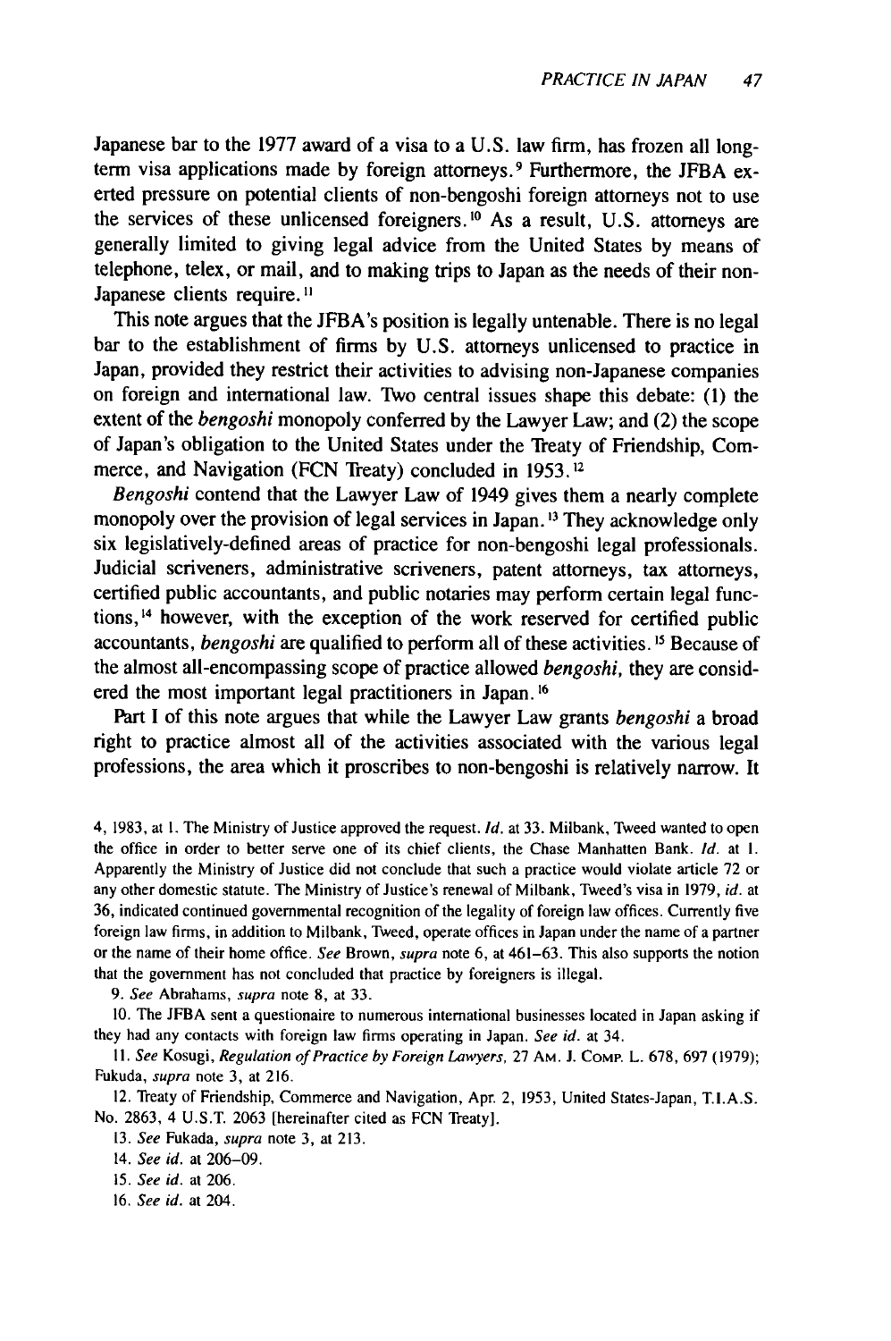Japanese bar to the 1977 award of a visa to a U.S. law firm, has frozen all long-term visa applications made by foreign attorneys.[9] Furthermore, the JFBA exerted pressure on potential clients of non-bengoshi foreign attorneys not to use the services of these unlicensed foreigners.[10] As a result, U.S. attorneys are generally limited to giving legal advice from the United States by means of telephone, telex, or mail, and to making trips to Japan as the needs of their non-Japanese clients require.[11]

This note argues that the JFBA's position is legally untenable. There is no legal bar to the establishment of firms by U.S. attorneys unlicensed to practice in Japan, provided they restrict their activities to advising non-Japanese companies on foreign and international law. Two central issues shape this debate: (1) the extent of the *bengoshi* monopoly conferred by the Lawyer Law; and (2) the scope of Japan's obligation to the United States under the Treaty of Friendship, Commerce, and Navigation (FCN Treaty) concluded in 1953.[12]

*Bengoshi* contend that the Lawyer Law of 1949 gives them a nearly complete monopoly over the provision of legal services in Japan.[13] They acknowledge only six legislatively-defined areas of practice for non-bengoshi legal professionals. Judicial scriveners, administrative scriveners, patent attorneys, tax attorneys, certified public accountants, and public notaries may perform certain legal functions,[14] however, with the exception of the work reserved for certified public accountants, *bengoshi* are qualified to perform all of these activities.[15] Because of the almost all-encompassing scope of practice allowed *bengoshi*, they are considered the most important legal practitioners in Japan.[16]

Part I of this note argues that while the Lawyer Law grants *bengoshi* a broad right to practice almost all of the activities associated with the various legal professions, the area which it proscribes to non-bengoshi is relatively narrow. It

---

4, 1983, at 1. The Ministry of Justice approved the request. *Id.* at 33. Milbank, Tweed wanted to open the office in order to better serve one of its chief clients, the Chase Manhatten Bank. *Id.* at 1. Apparently the Ministry of Justice did not conclude that such a practice would violate article 72 or any other domestic statute. The Ministry of Justice's renewal of Milbank, Tweed's visa in 1979, *id.* at 36, indicated continued governmental recognition of the legality of foreign law offices. Currently five foreign law firms, in addition to Milbank, Tweed, operate offices in Japan under the name of a partner or the name of their home office. *See* Brown, *supra* note 6, at 461–63. This also supports the notion that the government has not concluded that practice by foreigners is illegal.

9. *See* Abrahams, *supra* note 8, at 33.

10. The JFBA sent a questionaire to numerous international businesses located in Japan asking if they had any contacts with foreign law firms operating in Japan. *See id.* at 34.

11. *See* Kosugi, *Regulation of Practice by Foreign Lawyers*, 27 Am. J. Comp. L. 678, 697 (1979); Fukuda, *supra* note 3, at 216.

12. Treaty of Friendship, Commerce and Navigation, Apr. 2, 1953, United States-Japan, T.I.A.S. No. 2863, 4 U.S.T. 2063 [hereinafter cited as FCN Treaty].

13. *See* Fukada, *supra* note 3, at 213.

14. *See id.* at 206–09.

15. *See id.* at 206.

16. *See id.* at 204.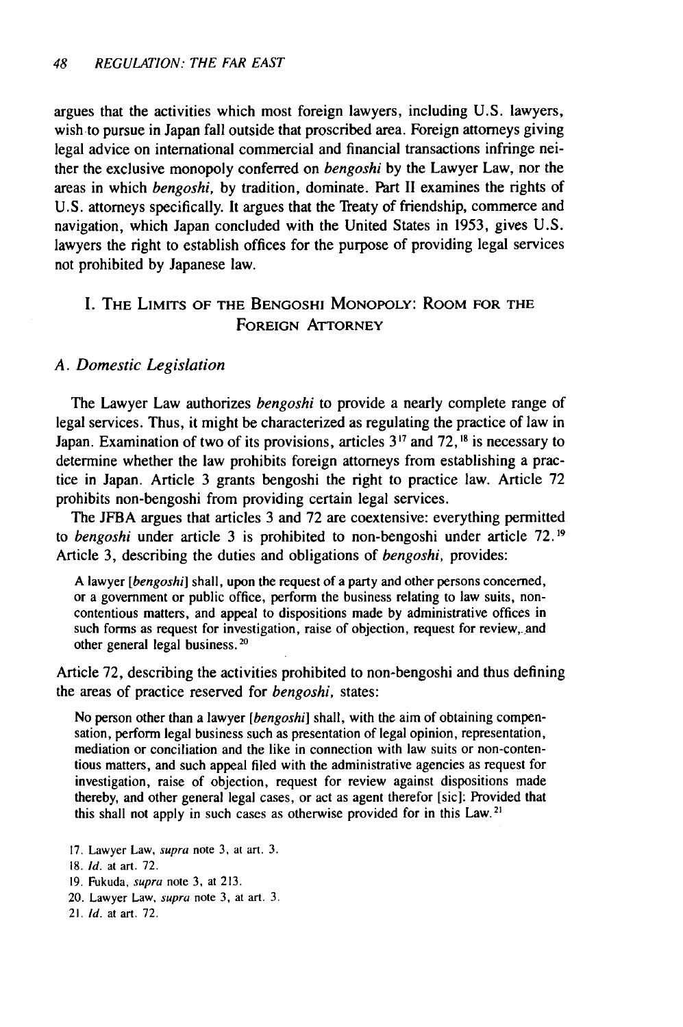argues that the activities which most foreign lawyers, including U.S. lawyers, wish to pursue in Japan fall outside that proscribed area. Foreign attorneys giving legal advice on international commercial and financial transactions infringe neither the exclusive monopoly conferred on *bengoshi* by the Lawyer Law, nor the areas in which *bengoshi*, by tradition, dominate. Part II examines the rights of U.S. attorneys specifically. It argues that the Treaty of friendship, commerce and navigation, which Japan concluded with the United States in 1953, gives U.S. lawyers the right to establish offices for the purpose of providing legal services not prohibited by Japanese law.

## I. The Limits of the Bengoshi Monopoly: Room for the Foreign Attorney

### *A. Domestic Legislation*

The Lawyer Law authorizes *bengoshi* to provide a nearly complete range of legal services. Thus, it might be characterized as regulating the practice of law in Japan. Examination of two of its provisions, articles 3[17] and 72,[18] is necessary to determine whether the law prohibits foreign attorneys from establishing a practice in Japan. Article 3 grants bengoshi the right to practice law. Article 72 prohibits non-bengoshi from providing certain legal services.

The JFBA argues that articles 3 and 72 are coextensive: everything permitted to *bengoshi* under article 3 is prohibited to non-bengoshi under article 72.[19] Article 3, describing the duties and obligations of *bengoshi*, provides:

> A lawyer [*bengoshi*] shall, upon the request of a party and other persons concerned, or a government or public office, perform the business relating to law suits, non-contentious matters, and appeal to dispositions made by administrative offices in such forms as request for investigation, raise of objection, request for review, and other general legal business.[20]

Article 72, describing the activities prohibited to non-bengoshi and thus defining the areas of practice reserved for *bengoshi*, states:

> No person other than a lawyer [*bengoshi*] shall, with the aim of obtaining compensation, perform legal business such as presentation of legal opinion, representation, mediation or conciliation and the like in connection with law suits or non-contentious matters, and such appeal filed with the administrative agencies as request for investigation, raise of objection, request for review against dispositions made thereby, and other general legal cases, or act as agent therefor [sic]: Provided that this shall not apply in such cases as otherwise provided for in this Law.[21]

17. Lawyer Law, *supra* note 3, at art. 3.
18. *Id.* at art. 72.
19. Fukuda, *supra* note 3, at 213.
20. Lawyer Law, *supra* note 3, at art. 3.
21. *Id.* at art. 72.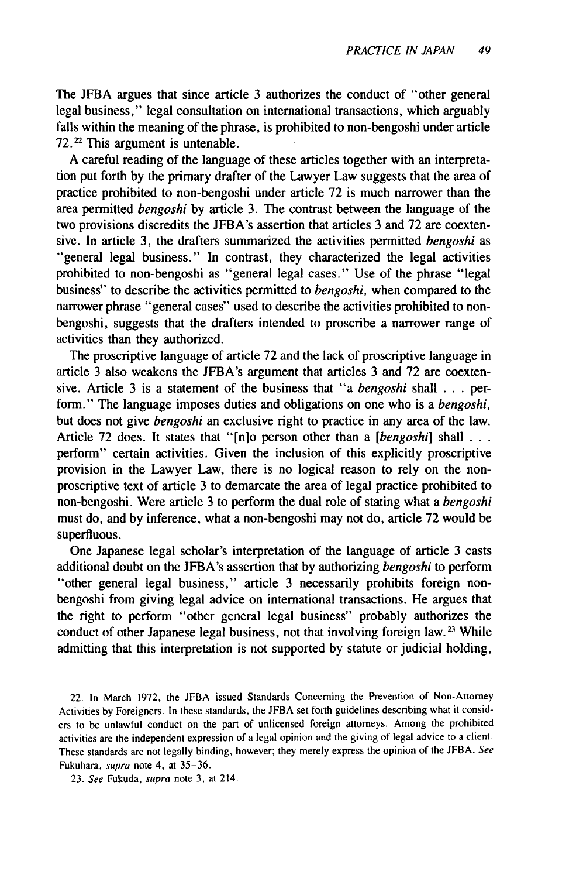The JFBA argues that since article 3 authorizes the conduct of "other general legal business," legal consultation on international transactions, which arguably falls within the meaning of the phrase, is prohibited to non-bengoshi under article 72.[22] This argument is untenable.

A careful reading of the language of these articles together with an interpretation put forth by the primary drafter of the Lawyer Law suggests that the area of practice prohibited to non-bengoshi under article 72 is much narrower than the area permitted *bengoshi* by article 3. The contrast between the language of the two provisions discredits the JFBA's assertion that articles 3 and 72 are coextensive. In article 3, the drafters summarized the activities permitted *bengoshi* as "general legal business." In contrast, they characterized the legal activities prohibited to non-bengoshi as "general legal cases." Use of the phrase "legal business" to describe the activities permitted to *bengoshi*, when compared to the narrower phrase "general cases" used to describe the activities prohibited to non-bengoshi, suggests that the drafters intended to proscribe a narrower range of activities than they authorized.

The proscriptive language of article 72 and the lack of proscriptive language in article 3 also weakens the JFBA's argument that articles 3 and 72 are coextensive. Article 3 is a statement of the business that "a *bengoshi* shall . . . perform." The language imposes duties and obligations on one who is a *bengoshi*, but does not give *bengoshi* an exclusive right to practice in any area of the law. Article 72 does. It states that "[n]o person other than a [*bengoshi*] shall . . . perform" certain activities. Given the inclusion of this explicitly proscriptive provision in the Lawyer Law, there is no logical reason to rely on the non-proscriptive text of article 3 to demarcate the area of legal practice prohibited to non-bengoshi. Were article 3 to perform the dual role of stating what a *bengoshi* must do, and by inference, what a non-bengoshi may not do, article 72 would be superfluous.

One Japanese legal scholar's interpretation of the language of article 3 casts additional doubt on the JFBA's assertion that by authorizing *bengoshi* to perform "other general legal business," article 3 necessarily prohibits foreign non-bengoshi from giving legal advice on international transactions. He argues that the right to perform "other general legal business" probably authorizes the conduct of other Japanese legal business, not that involving foreign law.[23] While admitting that this interpretation is not supported by statute or judicial holding,

22. In March 1972, the JFBA issued Standards Concerning the Prevention of Non-Attorney Activities by Foreigners. In these standards, the JFBA set forth guidelines describing what it considers to be unlawful conduct on the part of unlicensed foreign attorneys. Among the prohibited activities are the independent expression of a legal opinion and the giving of legal advice to a client. These standards are not legally binding, however; they merely express the opinion of the JFBA. *See* Fukuhara, *supra* note 4, at 35–36.

23. *See* Fukuda, *supra* note 3, at 214.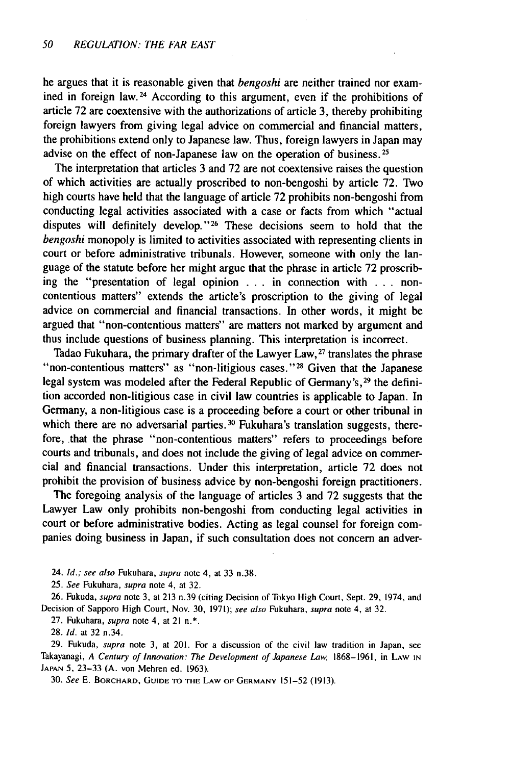he argues that it is reasonable given that *bengoshi* are neither trained nor examined in foreign law.[24] According to this argument, even if the prohibitions of article 72 are coextensive with the authorizations of article 3, thereby prohibiting foreign lawyers from giving legal advice on commercial and financial matters, the prohibitions extend only to Japanese law. Thus, foreign lawyers in Japan may advise on the effect of non-Japanese law on the operation of business.[25]

The interpretation that articles 3 and 72 are not coextensive raises the question of which activities are actually proscribed to non-bengoshi by article 72. Two high courts have held that the language of article 72 prohibits non-bengoshi from conducting legal activities associated with a case or facts from which "actual disputes will definitely develop."[26] These decisions seem to hold that the *bengoshi* monopoly is limited to activities associated with representing clients in court or before administrative tribunals. However, someone with only the language of the statute before her might argue that the phrase in article 72 proscribing the "presentation of legal opinion . . . in connection with . . . non-contentious matters" extends the article's proscription to the giving of legal advice on commercial and financial transactions. In other words, it might be argued that "non-contentious matters" are matters not marked by argument and thus include questions of business planning. This interpretation is incorrect.

Tadao Fukuhara, the primary drafter of the Lawyer Law,[27] translates the phrase "non-contentious matters" as "non-litigious cases."[28] Given that the Japanese legal system was modeled after the Federal Republic of Germany's,[29] the definition accorded non-litigious case in civil law countries is applicable to Japan. In Germany, a non-litigious case is a proceeding before a court or other tribunal in which there are no adversarial parties.[30] Fukuhara's translation suggests, therefore, that the phrase "non-contentious matters" refers to proceedings before courts and tribunals, and does not include the giving of legal advice on commercial and financial transactions. Under this interpretation, article 72 does not prohibit the provision of business advice by non-bengoshi foreign practitioners.

The foregoing analysis of the language of articles 3 and 72 suggests that the Lawyer Law only prohibits non-bengoshi from conducting legal activities in court or before administrative bodies. Acting as legal counsel for foreign companies doing business in Japan, if such consultation does not concern an adver-

24. *Id.*; *see also* Fukuhara, *supra* note 4, at 33 n.38.

25. *See* Fukuhara, *supra* note 4, at 32.

26. Fukuda, *supra* note 3, at 213 n.39 (citing Decision of Tokyo High Court, Sept. 29, 1974, and Decision of Sapporo High Court, Nov. 30, 1971); *see also* Fukuhara, *supra* note 4, at 32.

27. Fukuhara, *supra* note 4, at 21 n.*.

28. *Id.* at 32 n.34.

29. Fukuda, *supra* note 3, at 201. For a discussion of the civil law tradition in Japan, see Takayanagi, *A Century of Innovation: The Development of Japanese Law*, 1868–1961, in LAW IN JAPAN 5, 23–33 (A. von Mehren ed. 1963).

30. *See* E. BORCHARD, GUIDE TO THE LAW OF GERMANY 151–52 (1913).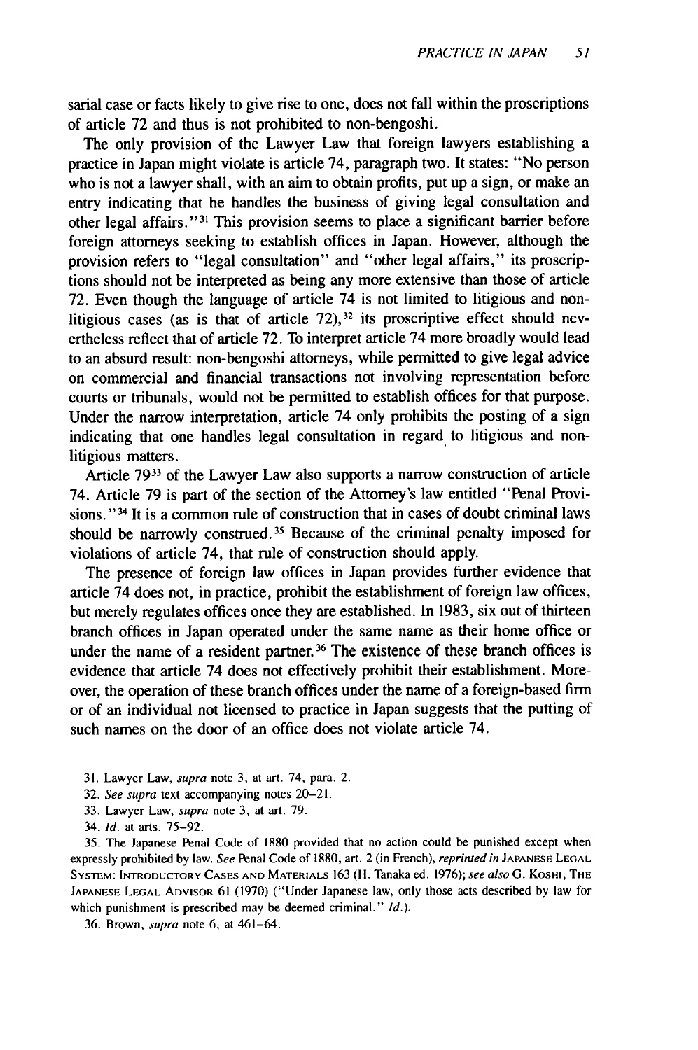sarial case or facts likely to give rise to one, does not fall within the proscriptions of article 72 and thus is not prohibited to non-bengoshi.

The only provision of the Lawyer Law that foreign lawyers establishing a practice in Japan might violate is article 74, paragraph two. It states: "No person who is not a lawyer shall, with an aim to obtain profits, put up a sign, or make an entry indicating that he handles the business of giving legal consultation and other legal affairs."[31] This provision seems to place a significant barrier before foreign attorneys seeking to establish offices in Japan. However, although the provision refers to "legal consultation" and "other legal affairs," its proscriptions should not be interpreted as being any more extensive than those of article 72. Even though the language of article 74 is not limited to litigious and non-litigious cases (as is that of article 72),[32] its proscriptive effect should nevertheless reflect that of article 72. To interpret article 74 more broadly would lead to an absurd result: non-bengoshi attorneys, while permitted to give legal advice on commercial and financial transactions not involving representation before courts or tribunals, would not be permitted to establish offices for that purpose. Under the narrow interpretation, article 74 only prohibits the posting of a sign indicating that one handles legal consultation in regard to litigious and non-litigious matters.

Article 79[33] of the Lawyer Law also supports a narrow construction of article 74. Article 79 is part of the section of the Attorney's law entitled "Penal Provisions."[34] It is a common rule of construction that in cases of doubt criminal laws should be narrowly construed.[35] Because of the criminal penalty imposed for violations of article 74, that rule of construction should apply.

The presence of foreign law offices in Japan provides further evidence that article 74 does not, in practice, prohibit the establishment of foreign law offices, but merely regulates offices once they are established. In 1983, six out of thirteen branch offices in Japan operated under the same name as their home office or under the name of a resident partner.[36] The existence of these branch offices is evidence that article 74 does not effectively prohibit their establishment. Moreover, the operation of these branch offices under the name of a foreign-based firm or of an individual not licensed to practice in Japan suggests that the putting of such names on the door of an office does not violate article 74.

31. Lawyer Law, *supra* note 3, at art. 74, para. 2.

32. *See supra* text accompanying notes 20–21.

33. Lawyer Law, *supra* note 3, at art. 79.

34. *Id.* at arts. 75–92.

35. The Japanese Penal Code of 1880 provided that no action could be punished except when expressly prohibited by law. *See* Penal Code of 1880, art. 2 (in French), *reprinted in* JAPANESE LEGAL SYSTEM: INTRODUCTORY CASES AND MATERIALS 163 (H. Tanaka ed. 1976); *see also* G. KOSHI, THE JAPANESE LEGAL ADVISOR 61 (1970) ("Under Japanese law, only those acts described by law for which punishment is prescribed may be deemed criminal." *Id.*).

36. Brown, *supra* note 6, at 461–64.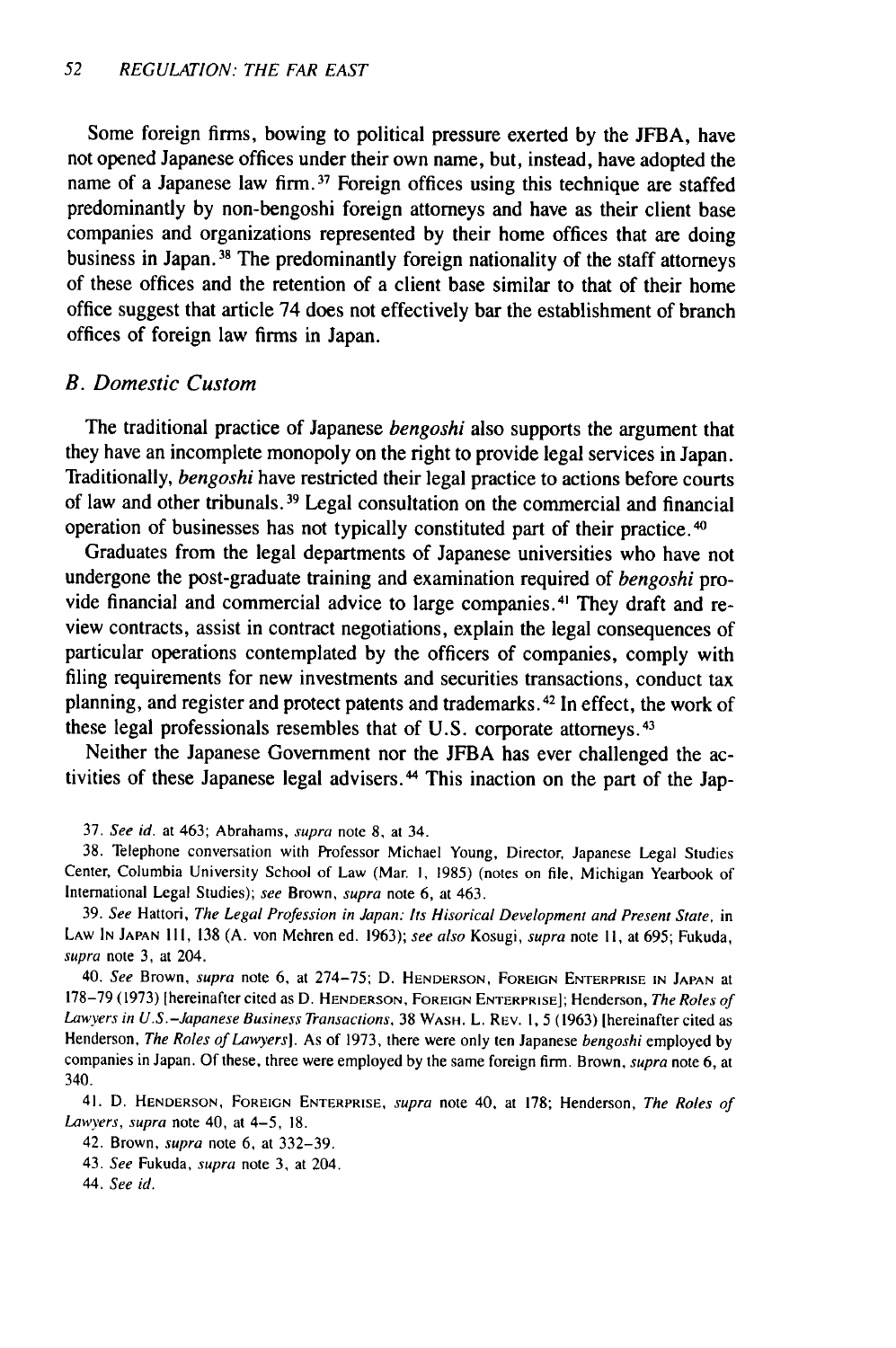Some foreign firms, bowing to political pressure exerted by the JFBA, have not opened Japanese offices under their own name, but, instead, have adopted the name of a Japanese law firm.[37] Foreign offices using this technique are staffed predominantly by non-bengoshi foreign attorneys and have as their client base companies and organizations represented by their home offices that are doing business in Japan.[38] The predominantly foreign nationality of the staff attorneys of these offices and the retention of a client base similar to that of their home office suggest that article 74 does not effectively bar the establishment of branch offices of foreign law firms in Japan.

### *B. Domestic Custom*

The traditional practice of Japanese *bengoshi* also supports the argument that they have an incomplete monopoly on the right to provide legal services in Japan. Traditionally, *bengoshi* have restricted their legal practice to actions before courts of law and other tribunals.[39] Legal consultation on the commercial and financial operation of businesses has not typically constituted part of their practice.[40]

Graduates from the legal departments of Japanese universities who have not undergone the post-graduate training and examination required of *bengoshi* provide financial and commercial advice to large companies.[41] They draft and review contracts, assist in contract negotiations, explain the legal consequences of particular operations contemplated by the officers of companies, comply with filing requirements for new investments and securities transactions, conduct tax planning, and register and protect patents and trademarks.[42] In effect, the work of these legal professionals resembles that of U.S. corporate attorneys.[43]

Neither the Japanese Government nor the JFBA has ever challenged the activities of these Japanese legal advisers.[44] This inaction on the part of the Jap-

---

37. *See id.* at 463; Abrahams, *supra* note 8, at 34.

38. Telephone conversation with Professor Michael Young, Director, Japanese Legal Studies Center, Columbia University School of Law (Mar. 1, 1985) (notes on file, Michigan Yearbook of International Legal Studies); *see* Brown, *supra* note 6, at 463.

39. *See* Hattori, *The Legal Profession in Japan: Its Hisorical Development and Present State*, in LAW IN JAPAN 111, 138 (A. von Mehren ed. 1963); *see also* Kosugi, *supra* note 11, at 695; Fukuda, *supra* note 3, at 204.

40. *See* Brown, *supra* note 6, at 274–75; D. HENDERSON, FOREIGN ENTERPRISE IN JAPAN at 178–79 (1973) [hereinafter cited as D. HENDERSON, FOREIGN ENTERPRISE]; Henderson, *The Roles of Lawyers in U.S.–Japanese Business Transactions*, 38 WASH. L. REV. 1, 5 (1963) [hereinafter cited as Henderson, *The Roles of Lawyers*]. As of 1973, there were only ten Japanese *bengoshi* employed by companies in Japan. Of these, three were employed by the same foreign firm. Brown, *supra* note 6, at 340.

41. D. HENDERSON, FOREIGN ENTERPRISE, *supra* note 40, at 178; Henderson, *The Roles of Lawyers*, *supra* note 40, at 4–5, 18.

42. Brown, *supra* note 6, at 332–39.

43. *See* Fukuda, *supra* note 3, at 204.

44. *See id.*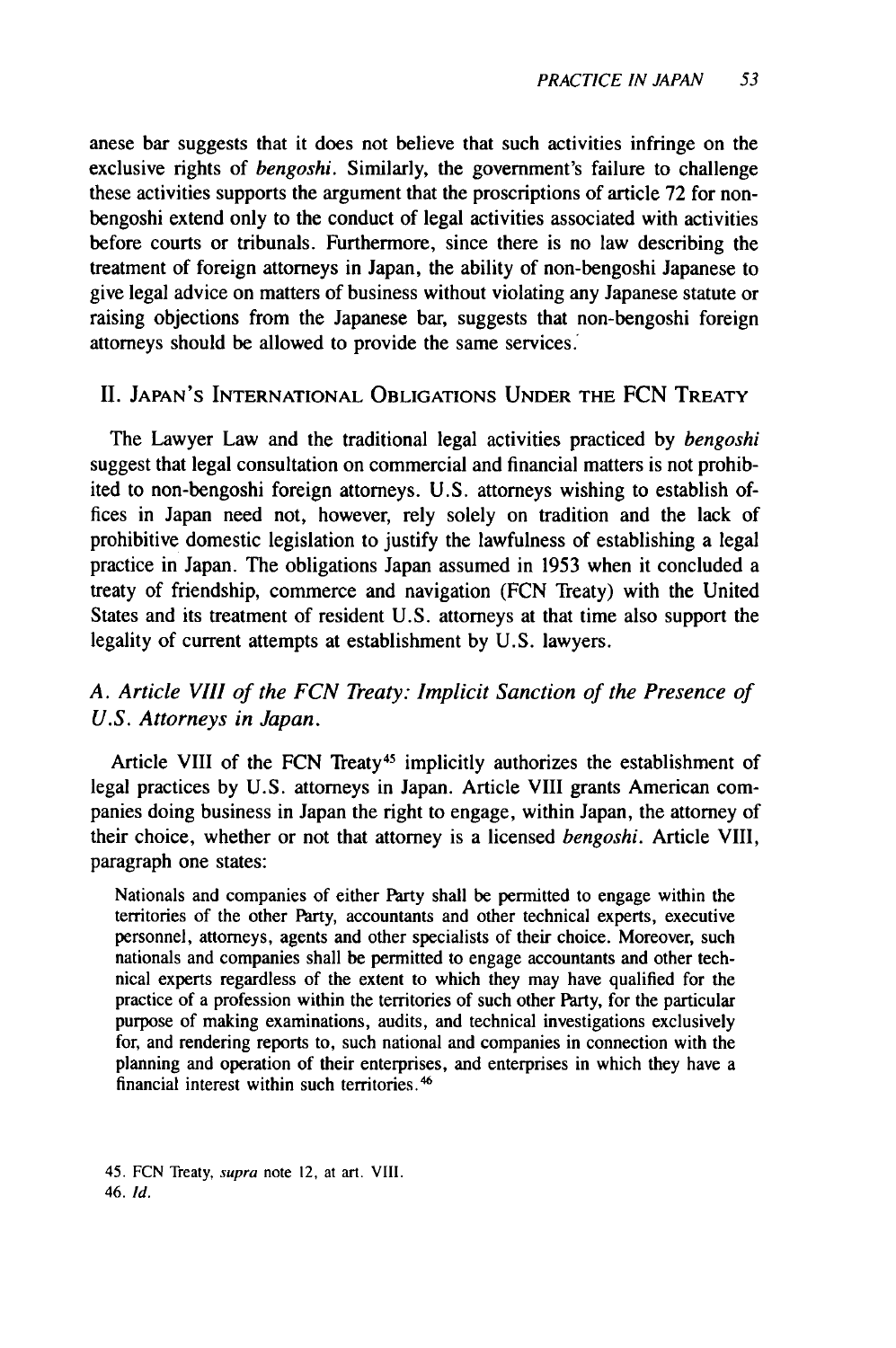anese bar suggests that it does not believe that such activities infringe on the exclusive rights of *bengoshi*. Similarly, the government's failure to challenge these activities supports the argument that the proscriptions of article 72 for non-bengoshi extend only to the conduct of legal activities associated with activities before courts or tribunals. Furthermore, since there is no law describing the treatment of foreign attorneys in Japan, the ability of non-bengoshi Japanese to give legal advice on matters of business without violating any Japanese statute or raising objections from the Japanese bar, suggests that non-bengoshi foreign attorneys should be allowed to provide the same services.

## II. Japan's International Obligations Under the FCN Treaty

The Lawyer Law and the traditional legal activities practiced by *bengoshi* suggest that legal consultation on commercial and financial matters is not prohibited to non-bengoshi foreign attorneys. U.S. attorneys wishing to establish offices in Japan need not, however, rely solely on tradition and the lack of prohibitive domestic legislation to justify the lawfulness of establishing a legal practice in Japan. The obligations Japan assumed in 1953 when it concluded a treaty of friendship, commerce and navigation (FCN Treaty) with the United States and its treatment of resident U.S. attorneys at that time also support the legality of current attempts at establishment by U.S. lawyers.

### *A. Article VIII of the FCN Treaty: Implicit Sanction of the Presence of U.S. Attorneys in Japan.*

Article VIII of the FCN Treaty[45] implicitly authorizes the establishment of legal practices by U.S. attorneys in Japan. Article VIII grants American companies doing business in Japan the right to engage, within Japan, the attorney of their choice, whether or not that attorney is a licensed *bengoshi*. Article VIII, paragraph one states:

> Nationals and companies of either Party shall be permitted to engage within the territories of the other Party, accountants and other technical experts, executive personnel, attorneys, agents and other specialists of their choice. Moreover, such nationals and companies shall be permitted to engage accountants and other technical experts regardless of the extent to which they may have qualified for the practice of a profession within the territories of such other Party, for the particular purpose of making examinations, audits, and technical investigations exclusively for, and rendering reports to, such national and companies in connection with the planning and operation of their enterprises, and enterprises in which they have a financial interest within such territories.[46]

45. FCN Treaty, *supra* note 12, at art. VIII.
46. *Id.*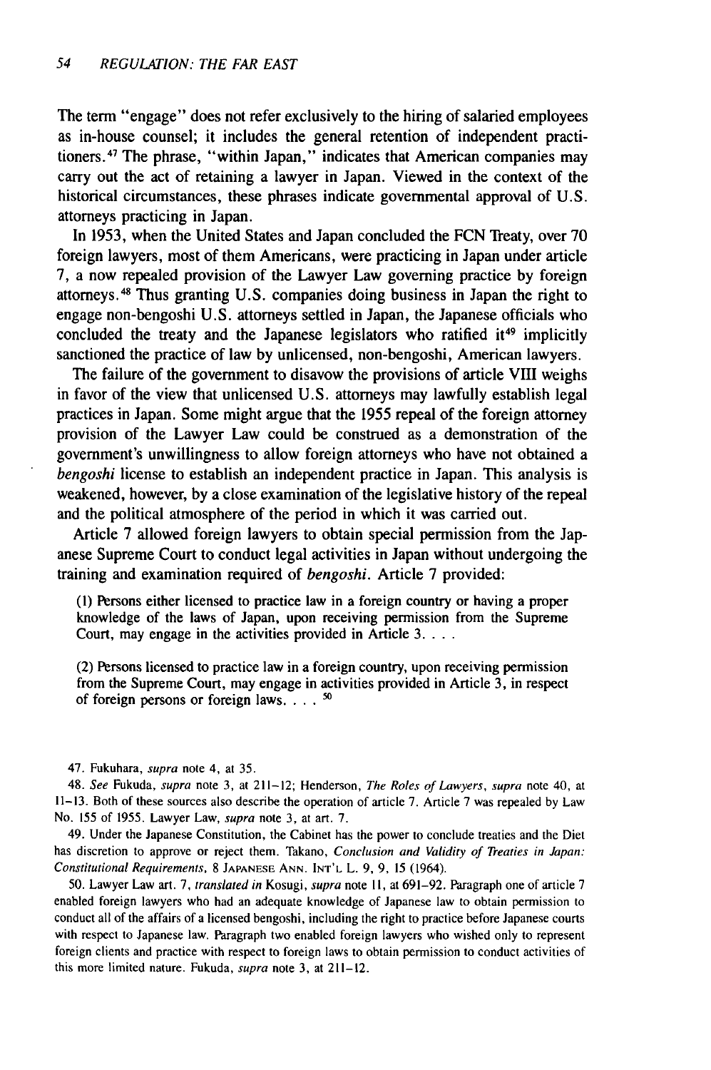The term "engage" does not refer exclusively to the hiring of salaried employees as in-house counsel; it includes the general retention of independent practitioners.[47] The phrase, "within Japan," indicates that American companies may carry out the act of retaining a lawyer in Japan. Viewed in the context of the historical circumstances, these phrases indicate governmental approval of U.S. attorneys practicing in Japan.

In 1953, when the United States and Japan concluded the FCN Treaty, over 70 foreign lawyers, most of them Americans, were practicing in Japan under article 7, a now repealed provision of the Lawyer Law governing practice by foreign attorneys.[48] Thus granting U.S. companies doing business in Japan the right to engage non-bengoshi U.S. attorneys settled in Japan, the Japanese officials who concluded the treaty and the Japanese legislators who ratified it[49] implicitly sanctioned the practice of law by unlicensed, non-bengoshi, American lawyers.

The failure of the government to disavow the provisions of article VIII weighs in favor of the view that unlicensed U.S. attorneys may lawfully establish legal practices in Japan. Some might argue that the 1955 repeal of the foreign attorney provision of the Lawyer Law could be construed as a demonstration of the government's unwillingness to allow foreign attorneys who have not obtained a *bengoshi* license to establish an independent practice in Japan. This analysis is weakened, however, by a close examination of the legislative history of the repeal and the political atmosphere of the period in which it was carried out.

Article 7 allowed foreign lawyers to obtain special permission from the Japanese Supreme Court to conduct legal activities in Japan without undergoing the training and examination required of *bengoshi*. Article 7 provided:

> (1) Persons either licensed to practice law in a foreign country or having a proper knowledge of the laws of Japan, upon receiving permission from the Supreme Court, may engage in the activities provided in Article 3. . . .
>
> (2) Persons licensed to practice law in a foreign country, upon receiving permission from the Supreme Court, may engage in activities provided in Article 3, in respect of foreign persons or foreign laws. . . . [50]

47. Fukuhara, *supra* note 4, at 35.

48. *See* Fukuda, *supra* note 3, at 211–12; Henderson, *The Roles of Lawyers*, *supra* note 40, at 11–13. Both of these sources also describe the operation of article 7. Article 7 was repealed by Law No. 155 of 1955. Lawyer Law, *supra* note 3, at art. 7.

49. Under the Japanese Constitution, the Cabinet has the power to conclude treaties and the Diet has discretion to approve or reject them. Takano, *Conclusion and Validity of Treaties in Japan: Constitutional Requirements*, 8 JAPANESE ANN. INT'L L. 9, 9, 15 (1964).

50. Lawyer Law art. 7, *translated in* Kosugi, *supra* note 11, at 691–92. Paragraph one of article 7 enabled foreign lawyers who had an adequate knowledge of Japanese law to obtain permission to conduct all of the affairs of a licensed bengoshi, including the right to practice before Japanese courts with respect to Japanese law. Paragraph two enabled foreign lawyers who wished only to represent foreign clients and practice with respect to foreign laws to obtain permission to conduct activities of this more limited nature. Fukuda, *supra* note 3, at 211–12.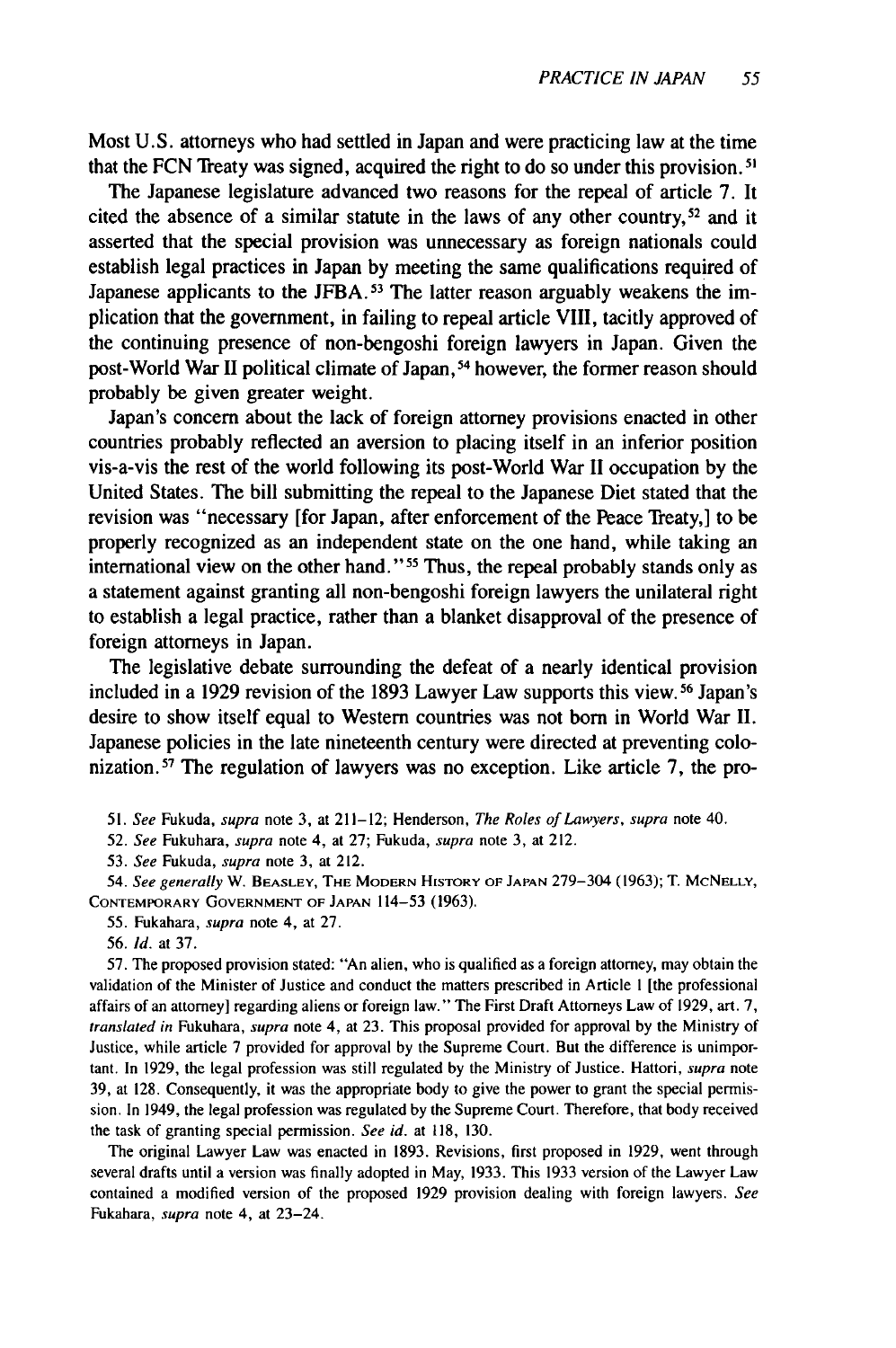Most U.S. attorneys who had settled in Japan and were practicing law at the time that the FCN Treaty was signed, acquired the right to do so under this provision.[51]

The Japanese legislature advanced two reasons for the repeal of article 7. It cited the absence of a similar statute in the laws of any other country,[52] and it asserted that the special provision was unnecessary as foreign nationals could establish legal practices in Japan by meeting the same qualifications required of Japanese applicants to the JFBA.[53] The latter reason arguably weakens the implication that the government, in failing to repeal article VIII, tacitly approved of the continuing presence of non-bengoshi foreign lawyers in Japan. Given the post-World War II political climate of Japan,[54] however, the former reason should probably be given greater weight.

Japan's concern about the lack of foreign attorney provisions enacted in other countries probably reflected an aversion to placing itself in an inferior position vis-a-vis the rest of the world following its post-World War II occupation by the United States. The bill submitting the repeal to the Japanese Diet stated that the revision was "necessary [for Japan, after enforcement of the Peace Treaty,] to be properly recognized as an independent state on the one hand, while taking an international view on the other hand."[55] Thus, the repeal probably stands only as a statement against granting all non-bengoshi foreign lawyers the unilateral right to establish a legal practice, rather than a blanket disapproval of the presence of foreign attorneys in Japan.

The legislative debate surrounding the defeat of a nearly identical provision included in a 1929 revision of the 1893 Lawyer Law supports this view.[56] Japan's desire to show itself equal to Western countries was not born in World War II. Japanese policies in the late nineteenth century were directed at preventing colonization.[57] The regulation of lawyers was no exception. Like article 7, the pro-

51. *See* Fukuda, *supra* note 3, at 211–12; Henderson, *The Roles of Lawyers*, *supra* note 40.

52. *See* Fukuhara, *supra* note 4, at 27; Fukuda, *supra* note 3, at 212.

53. *See* Fukuda, *supra* note 3, at 212.

54. *See generally* W. Beasley, The Modern History of Japan 279–304 (1963); T. McNelly, Contemporary Government of Japan 114–53 (1963).

55. Fukahara, *supra* note 4, at 27.

56. *Id.* at 37.

57. The proposed provision stated: "An alien, who is qualified as a foreign attorney, may obtain the validation of the Minister of Justice and conduct the matters prescribed in Article 1 [the professional affairs of an attorney] regarding aliens or foreign law." The First Draft Attorneys Law of 1929, art. 7, *translated in* Fukuhara, *supra* note 4, at 23. This proposal provided for approval by the Ministry of Justice, while article 7 provided for approval by the Supreme Court. But the difference is unimportant. In 1929, the legal profession was still regulated by the Ministry of Justice. Hattori, *supra* note 39, at 128. Consequently, it was the appropriate body to give the power to grant the special permission. In 1949, the legal profession was regulated by the Supreme Court. Therefore, that body received the task of granting special permission. *See id.* at 118, 130.

The original Lawyer Law was enacted in 1893. Revisions, first proposed in 1929, went through several drafts until a version was finally adopted in May, 1933. This 1933 version of the Lawyer Law contained a modified version of the proposed 1929 provision dealing with foreign lawyers. *See* Fukahara, *supra* note 4, at 23–24.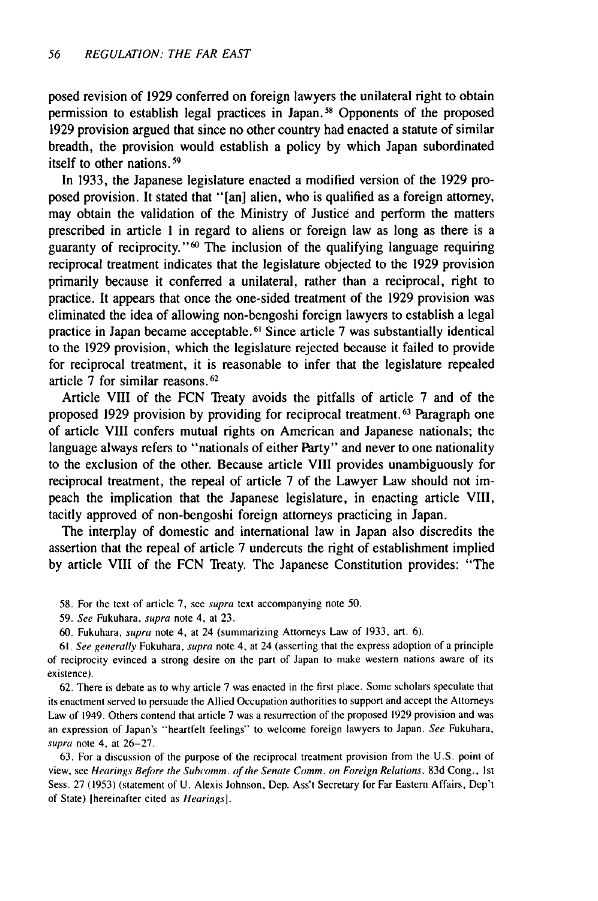posed revision of 1929 conferred on foreign lawyers the unilateral right to obtain permission to establish legal practices in Japan.[58] Opponents of the proposed 1929 provision argued that since no other country had enacted a statute of similar breadth, the provision would establish a policy by which Japan subordinated itself to other nations.[59]

In 1933, the Japanese legislature enacted a modified version of the 1929 proposed provision. It stated that "[an] alien, who is qualified as a foreign attorney, may obtain the validation of the Ministry of Justice and perform the matters prescribed in article 1 in regard to aliens or foreign law as long as there is a guaranty of reciprocity."[60] The inclusion of the qualifying language requiring reciprocal treatment indicates that the legislature objected to the 1929 provision primarily because it conferred a unilateral, rather than a reciprocal, right to practice. It appears that once the one-sided treatment of the 1929 provision was eliminated the idea of allowing non-bengoshi foreign lawyers to establish a legal practice in Japan became acceptable.[61] Since article 7 was substantially identical to the 1929 provision, which the legislature rejected because it failed to provide for reciprocal treatment, it is reasonable to infer that the legislature repealed article 7 for similar reasons.[62]

Article VIII of the FCN Treaty avoids the pitfalls of article 7 and of the proposed 1929 provision by providing for reciprocal treatment.[63] Paragraph one of article VIII confers mutual rights on American and Japanese nationals; the language always refers to "nationals of either Party" and never to one nationality to the exclusion of the other. Because article VIII provides unambiguously for reciprocal treatment, the repeal of article 7 of the Lawyer Law should not impeach the implication that the Japanese legislature, in enacting article VIII, tacitly approved of non-bengoshi foreign attorneys practicing in Japan.

The interplay of domestic and international law in Japan also discredits the assertion that the repeal of article 7 undercuts the right of establishment implied by article VIII of the FCN Treaty. The Japanese Constitution provides: "The

58. For the text of article 7, see *supra* text accompanying note 50.

59. *See* Fukuhara, *supra* note 4, at 23.

60. Fukuhara, *supra* note 4, at 24 (summarizing Attorneys Law of 1933, art. 6).

61. *See generally* Fukuhara, *supra* note 4, at 24 (asserting that the express adoption of a principle of reciprocity evinced a strong desire on the part of Japan to make western nations aware of its existence).

62. There is debate as to why article 7 was enacted in the first place. Some scholars speculate that its enactment served to persuade the Allied Occupation authorities to support and accept the Attorneys Law of 1949. Others contend that article 7 was a resurrection of the proposed 1929 provision and was an expression of Japan's "heartfelt feelings" to welcome foreign lawyers to Japan. *See* Fukuhara, *supra* note 4, at 26–27.

63. For a discussion of the purpose of the reciprocal treatment provision from the U.S. point of view, see *Hearings Before the Subcomm. of the Senate Comm. on Foreign Relations*, 83d Cong., 1st Sess. 27 (1953) (statement of U. Alexis Johnson, Dep. Ass't Secretary for Far Eastern Affairs, Dep't of State) [hereinafter cited as *Hearings*].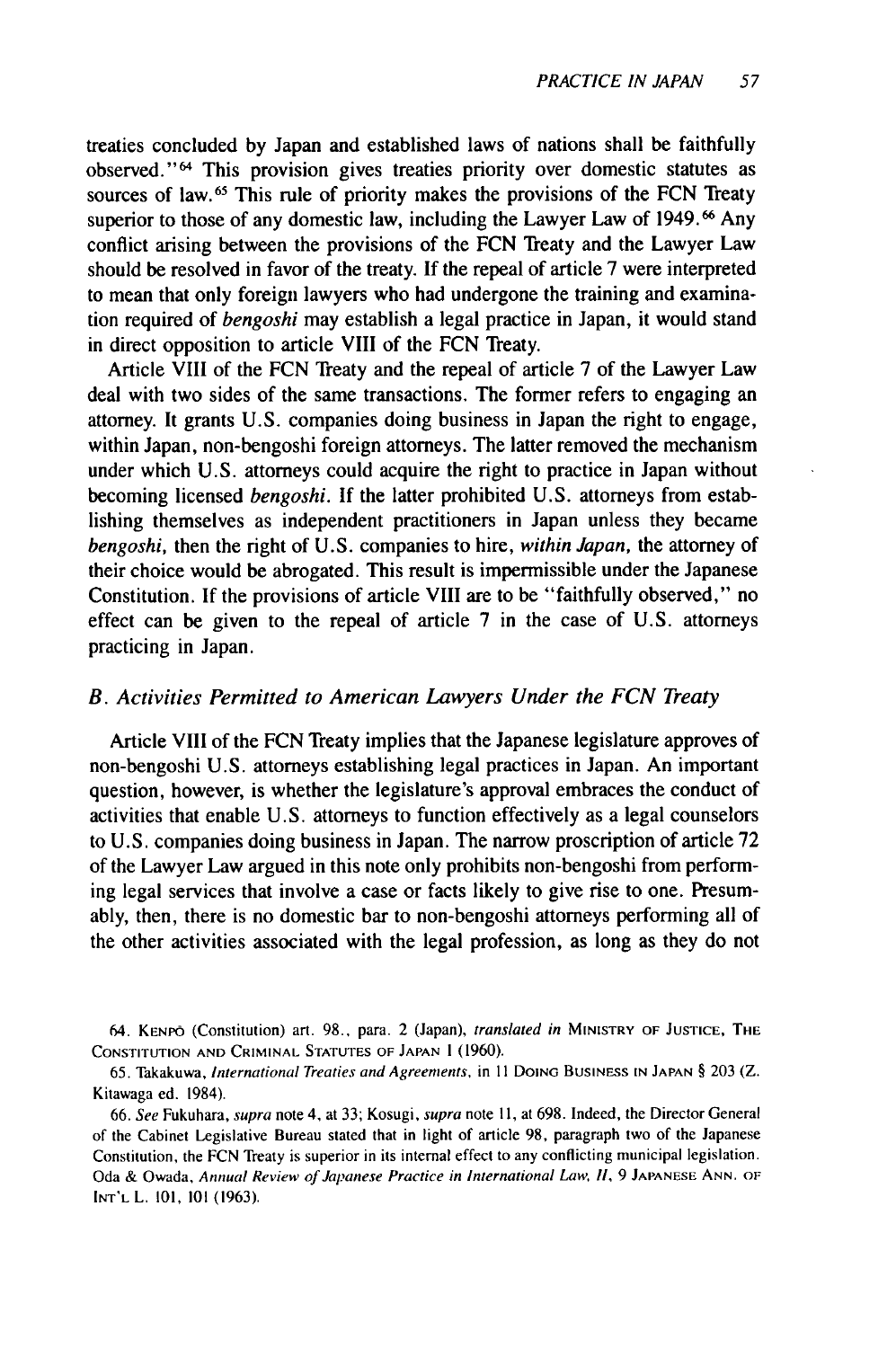treaties concluded by Japan and established laws of nations shall be faithfully observed."[64] This provision gives treaties priority over domestic statutes as sources of law.[65] This rule of priority makes the provisions of the FCN Treaty superior to those of any domestic law, including the Lawyer Law of 1949.[66] Any conflict arising between the provisions of the FCN Treaty and the Lawyer Law should be resolved in favor of the treaty. If the repeal of article 7 were interpreted to mean that only foreign lawyers who had undergone the training and examination required of *bengoshi* may establish a legal practice in Japan, it would stand in direct opposition to article VIII of the FCN Treaty.

Article VIII of the FCN Treaty and the repeal of article 7 of the Lawyer Law deal with two sides of the same transactions. The former refers to engaging an attorney. It grants U.S. companies doing business in Japan the right to engage, within Japan, non-bengoshi foreign attorneys. The latter removed the mechanism under which U.S. attorneys could acquire the right to practice in Japan without becoming licensed *bengoshi*. If the latter prohibited U.S. attorneys from establishing themselves as independent practitioners in Japan unless they became *bengoshi*, then the right of U.S. companies to hire, *within Japan*, the attorney of their choice would be abrogated. This result is impermissible under the Japanese Constitution. If the provisions of article VIII are to be "faithfully observed," no effect can be given to the repeal of article 7 in the case of U.S. attorneys practicing in Japan.

### *B. Activities Permitted to American Lawyers Under the FCN Treaty*

Article VIII of the FCN Treaty implies that the Japanese legislature approves of non-bengoshi U.S. attorneys establishing legal practices in Japan. An important question, however, is whether the legislature's approval embraces the conduct of activities that enable U.S. attorneys to function effectively as a legal counselors to U.S. companies doing business in Japan. The narrow proscription of article 72 of the Lawyer Law argued in this note only prohibits non-bengoshi from performing legal services that involve a case or facts likely to give rise to one. Presumably, then, there is no domestic bar to non-bengoshi attorneys performing all of the other activities associated with the legal profession, as long as they do not

---

64. KENPŌ (Constitution) art. 98., para. 2 (Japan), *translated in* MINISTRY OF JUSTICE, THE CONSTITUTION AND CRIMINAL STATUTES OF JAPAN 1 (1960).

65. Takakuwa, *International Treaties and Agreements*, in 11 DOING BUSINESS IN JAPAN § 203 (Z. Kitawaga ed. 1984).

66. *See* Fukuhara, *supra* note 4, at 33; Kosugi, *supra* note 11, at 698. Indeed, the Director General of the Cabinet Legislative Bureau stated that in light of article 98, paragraph two of the Japanese Constitution, the FCN Treaty is superior in its internal effect to any conflicting municipal legislation. Oda & Owada, *Annual Review of Japanese Practice in International Law, II*, 9 JAPANESE ANN. OF INT'L L. 101, 101 (1963).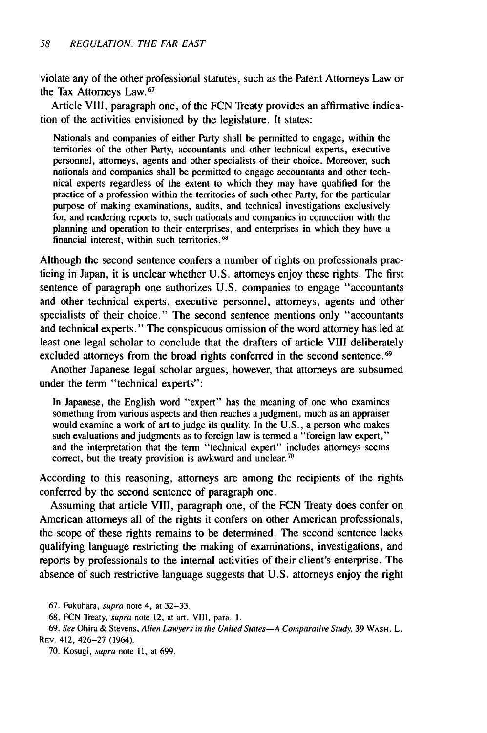violate any of the other professional statutes, such as the Patent Attorneys Law or the Tax Attorneys Law.[67]

Article VIII, paragraph one, of the FCN Treaty provides an affirmative indication of the activities envisioned by the legislature. It states:

> Nationals and companies of either Party shall be permitted to engage, within the territories of the other Party, accountants and other technical experts, executive personnel, attorneys, agents and other specialists of their choice. Moreover, such nationals and companies shall be permitted to engage accountants and other technical experts regardless of the extent to which they may have qualified for the practice of a profession within the territories of such other Party, for the particular purpose of making examinations, audits, and technical investigations exclusively for, and rendering reports to, such nationals and companies in connection with the planning and operation to their enterprises, and enterprises in which they have a financial interest, within such territories.[68]

Although the second sentence confers a number of rights on professionals practicing in Japan, it is unclear whether U.S. attorneys enjoy these rights. The first sentence of paragraph one authorizes U.S. companies to engage "accountants and other technical experts, executive personnel, attorneys, agents and other specialists of their choice." The second sentence mentions only "accountants and technical experts." The conspicuous omission of the word attorney has led at least one legal scholar to conclude that the drafters of article VIII deliberately excluded attorneys from the broad rights conferred in the second sentence.[69]

Another Japanese legal scholar argues, however, that attorneys are subsumed under the term "technical experts":

> In Japanese, the English word "expert" has the meaning of one who examines something from various aspects and then reaches a judgment, much as an appraiser would examine a work of art to judge its quality. In the U.S., a person who makes such evaluations and judgments as to foreign law is termed a "foreign law expert," and the interpretation that the term "technical expert" includes attorneys seems correct, but the treaty provision is awkward and unclear.[70]

According to this reasoning, attorneys are among the recipients of the rights conferred by the second sentence of paragraph one.

Assuming that article VIII, paragraph one, of the FCN Treaty does confer on American attorneys all of the rights it confers on other American professionals, the scope of these rights remains to be determined. The second sentence lacks qualifying language restricting the making of examinations, investigations, and reports by professionals to the internal activities of their client's enterprise. The absence of such restrictive language suggests that U.S. attorneys enjoy the right

---

67. Fukuhara, *supra* note 4, at 32–33.

68. FCN Treaty, *supra* note 12, at art. VIII, para. 1.

69. *See* Ohira & Stevens, *Alien Lawyers in the United States—A Comparative Study,* 39 WASH. L. REV. 412, 426–27 (1964).

70. Kosugi, *supra* note 11, at 699.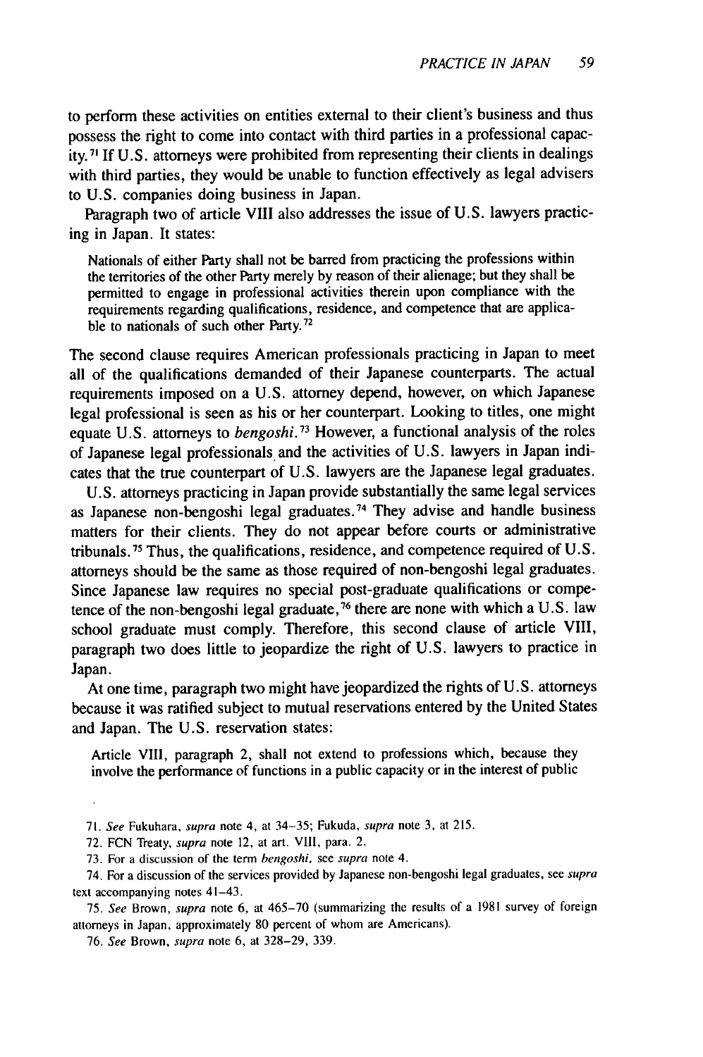to perform these activities on entities external to their client's business and thus possess the right to come into contact with third parties in a professional capacity.[71] If U.S. attorneys were prohibited from representing their clients in dealings with third parties, they would be unable to function effectively as legal advisers to U.S. companies doing business in Japan.

Paragraph two of article VIII also addresses the issue of U.S. lawyers practicing in Japan. It states:

> Nationals of either Party shall not be barred from practicing the professions within the territories of the other Party merely by reason of their alienage; but they shall be permitted to engage in professional activities therein upon compliance with the requirements regarding qualifications, residence, and competence that are applicable to nationals of such other Party.[72]

The second clause requires American professionals practicing in Japan to meet all of the qualifications demanded of their Japanese counterparts. The actual requirements imposed on a U.S. attorney depend, however, on which Japanese legal professional is seen as his or her counterpart. Looking to titles, one might equate U.S. attorneys to *bengoshi*.[73] However, a functional analysis of the roles of Japanese legal professionals and the activities of U.S. lawyers in Japan indicates that the true counterpart of U.S. lawyers are the Japanese legal graduates.

U.S. attorneys practicing in Japan provide substantially the same legal services as Japanese non-bengoshi legal graduates.[74] They advise and handle business matters for their clients. They do not appear before courts or administrative tribunals.[75] Thus, the qualifications, residence, and competence required of U.S. attorneys should be the same as those required of non-bengoshi legal graduates. Since Japanese law requires no special post-graduate qualifications or competence of the non-bengoshi legal graduate,[76] there are none with which a U.S. law school graduate must comply. Therefore, this second clause of article VIII, paragraph two does little to jeopardize the right of U.S. lawyers to practice in Japan.

At one time, paragraph two might have jeopardized the rights of U.S. attorneys because it was ratified subject to mutual reservations entered by the United States and Japan. The U.S. reservation states:

> Article VIII, paragraph 2, shall not extend to professions which, because they involve the performance of functions in a public capacity or in the interest of public

71. *See* Fukuhara, *supra* note 4, at 34–35; Fukuda, *supra* note 3, at 215.

72. FCN Treaty, *supra* note 12, at art. VIII, para. 2.

73. For a discussion of the term *bengoshi*, see *supra* note 4.

74. For a discussion of the services provided by Japanese non-bengoshi legal graduates, see *supra* text accompanying notes 41–43.

75. *See* Brown, *supra* note 6, at 465–70 (summarizing the results of a 1981 survey of foreign attorneys in Japan, approximately 80 percent of whom are Americans).

76. *See* Brown, *supra* note 6, at 328–29, 339.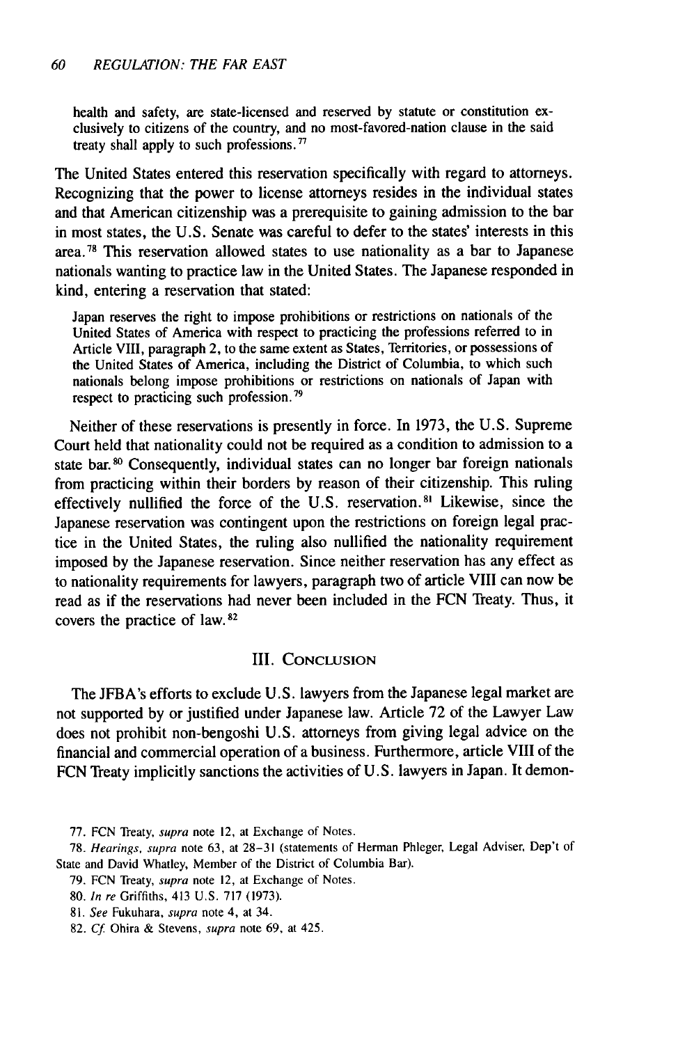> health and safety, are state-licensed and reserved by statute or constitution exclusively to citizens of the country, and no most-favored-nation clause in the said treaty shall apply to such professions.[77]

The United States entered this reservation specifically with regard to attorneys. Recognizing that the power to license attorneys resides in the individual states and that American citizenship was a prerequisite to gaining admission to the bar in most states, the U.S. Senate was careful to defer to the states' interests in this area.[78] This reservation allowed states to use nationality as a bar to Japanese nationals wanting to practice law in the United States. The Japanese responded in kind, entering a reservation that stated:

> Japan reserves the right to impose prohibitions or restrictions on nationals of the United States of America with respect to practicing the professions referred to in Article VIII, paragraph 2, to the same extent as States, Territories, or possessions of the United States of America, including the District of Columbia, to which such nationals belong impose prohibitions or restrictions on nationals of Japan with respect to practicing such profession.[79]

Neither of these reservations is presently in force. In 1973, the U.S. Supreme Court held that nationality could not be required as a condition to admission to a state bar.[80] Consequently, individual states can no longer bar foreign nationals from practicing within their borders by reason of their citizenship. This ruling effectively nullified the force of the U.S. reservation.[81] Likewise, since the Japanese reservation was contingent upon the restrictions on foreign legal practice in the United States, the ruling also nullified the nationality requirement imposed by the Japanese reservation. Since neither reservation has any effect as to nationality requirements for lawyers, paragraph two of article VIII can now be read as if the reservations had never been included in the FCN Treaty. Thus, it covers the practice of law.[82]

## III. Conclusion

The JFBA's efforts to exclude U.S. lawyers from the Japanese legal market are not supported by or justified under Japanese law. Article 72 of the Lawyer Law does not prohibit non-bengoshi U.S. attorneys from giving legal advice on the financial and commercial operation of a business. Furthermore, article VIII of the FCN Treaty implicitly sanctions the activities of U.S. lawyers in Japan. It demon-

---

77. FCN Treaty, *supra* note 12, at Exchange of Notes.

78. *Hearings*, *supra* note 63, at 28–31 (statements of Herman Phleger, Legal Adviser, Dep't of State and David Whatley, Member of the District of Columbia Bar).

79. FCN Treaty, *supra* note 12, at Exchange of Notes.

80. *In re* Griffiths, 413 U.S. 717 (1973).

81. *See* Fukuhara, *supra* note 4, at 34.

82. *Cf.* Ohira & Stevens, *supra* note 69, at 425.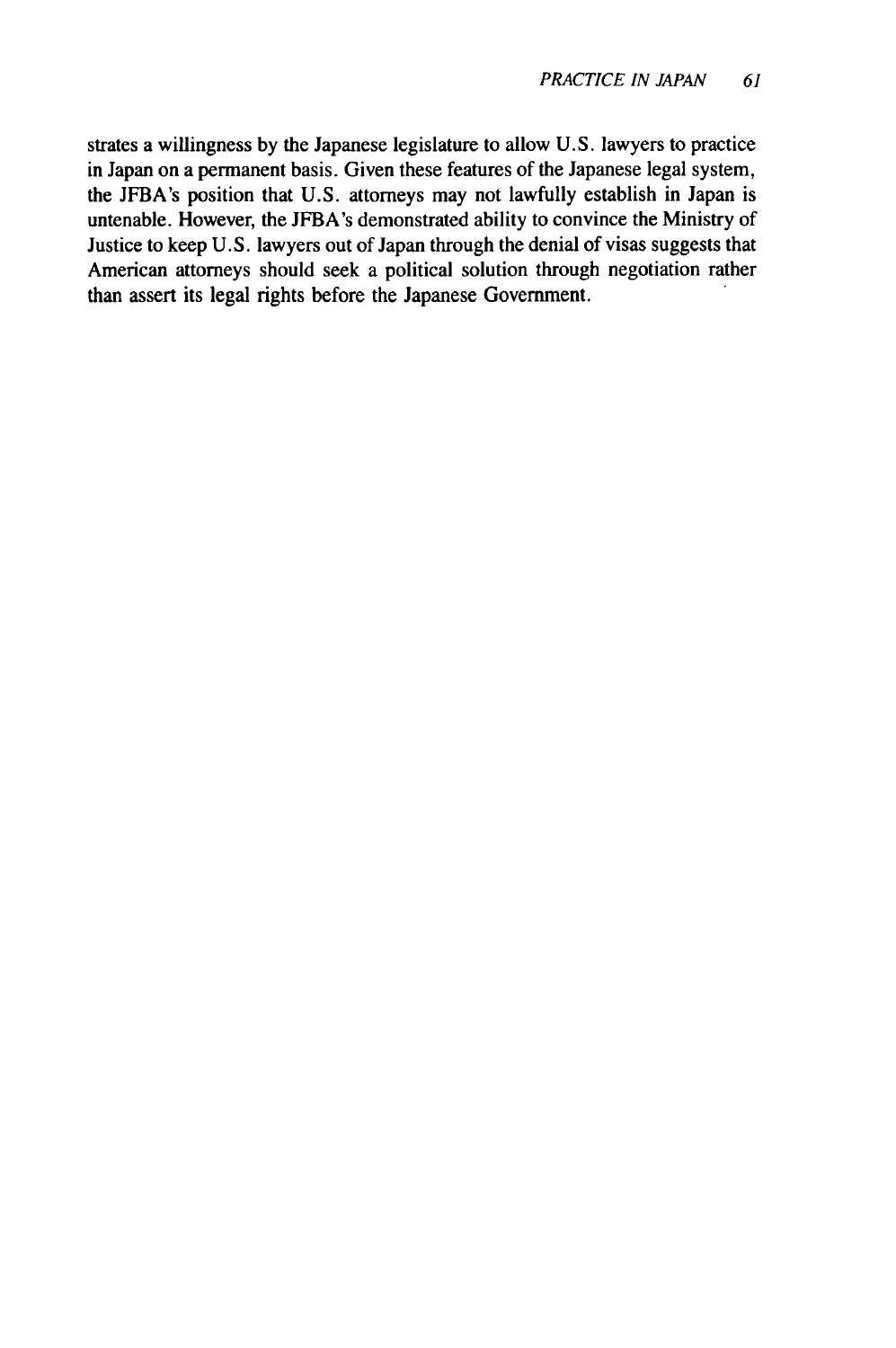strates a willingness by the Japanese legislature to allow U.S. lawyers to practice in Japan on a permanent basis. Given these features of the Japanese legal system, the JFBA's position that U.S. attorneys may not lawfully establish in Japan is untenable. However, the JFBA's demonstrated ability to convince the Ministry of Justice to keep U.S. lawyers out of Japan through the denial of visas suggests that American attorneys should seek a political solution through negotiation rather than assert its legal rights before the Japanese Government.